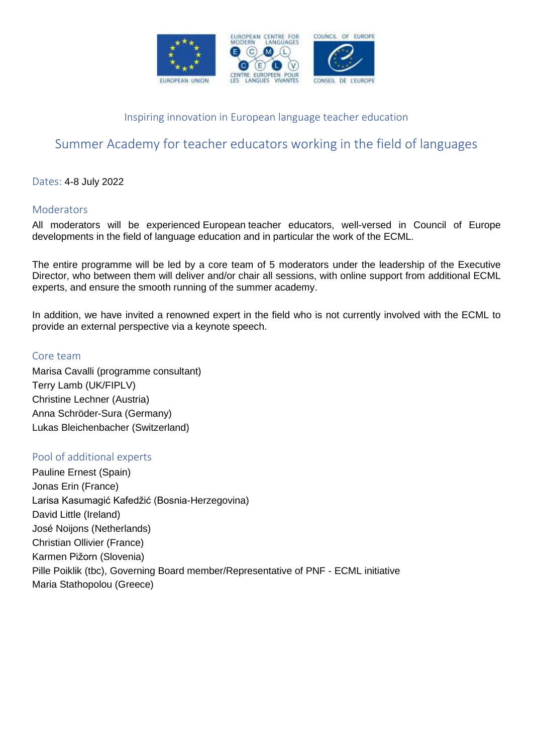Inspiring innovation in European language teacher education

# Summer Academy for teacher educators working in the field of languages

Dates: 4-8 July 2022

## Moderators

All moderators will be experienced European teacher educators, well-versed in Council of Europe developments in the field of language education and in particular the work of the ECML.

The entire programme will be led by a core team of 5 moderators under the leadership of the Executive Director, who between them will deliver and/or chair all sessions, with online support from additional ECML experts, and ensure the smooth running of the summer academy.

In addition, we have invited a renowned expert in the field who is not currently involved with the ECML to provide an external perspective via a keynote speech.

## Core team

Marisa Cavalli (programme consultant)
Terry Lamb (UK/FIPLV)
Christine Lechner (Austria)
Anna Schröder-Sura (Germany)
Lukas Bleichenbacher (Switzerland)

## Pool of additional experts

Pauline Ernest (Spain)
Jonas Erin (France)
Larisa Kasumagić Kafedžić (Bosnia-Herzegovina)
David Little (Ireland)
José Noijons (Netherlands)
Christian Ollivier (France)
Karmen Pižorn (Slovenia)
Pille Poiklik (tbc), Governing Board member/Representative of PNF - ECML initiative
Maria Stathopolou (Greece)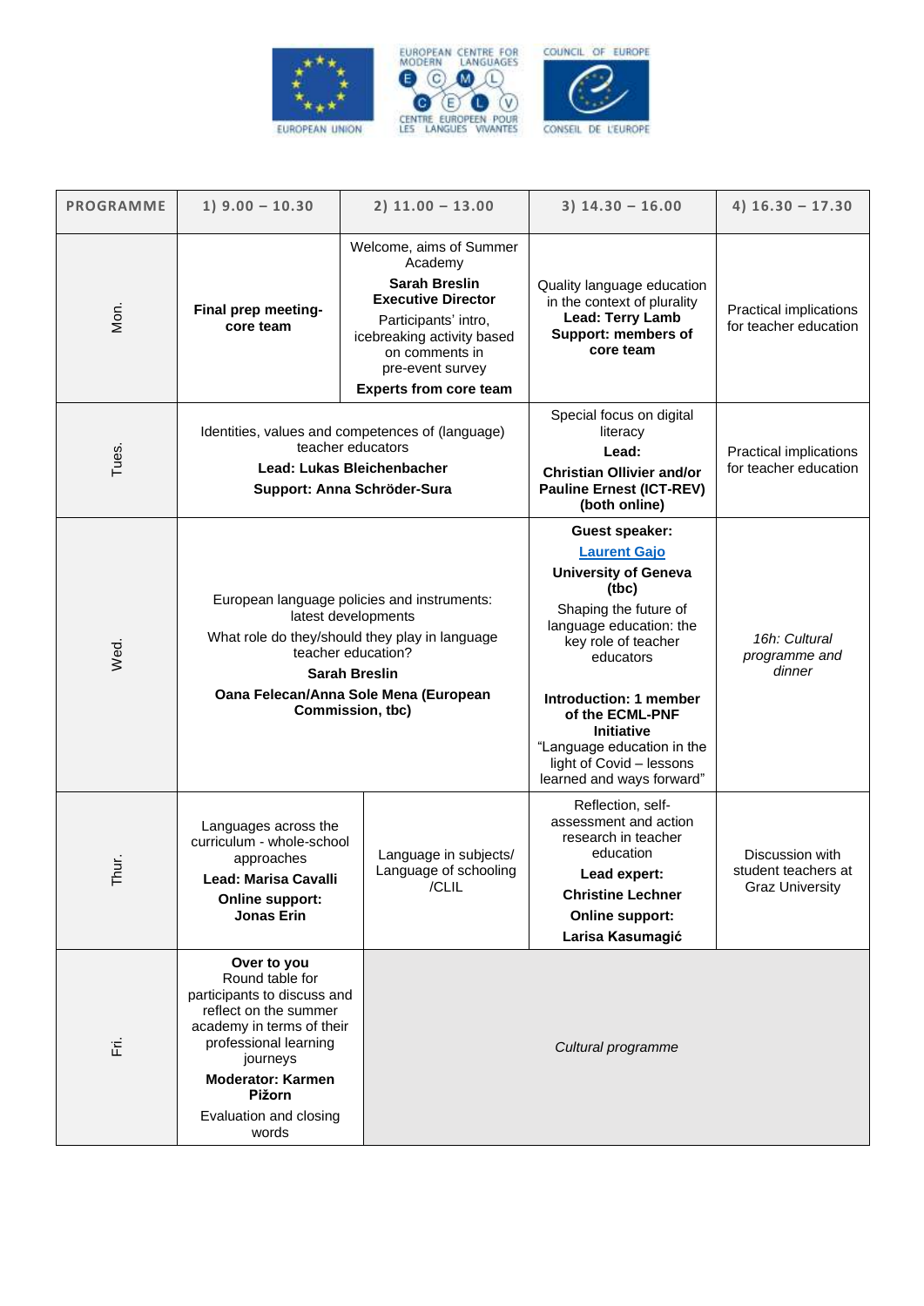| PROGRAMME | 1) 9.00 – 10.30 | 2) 11.00 – 13.00 | 3) 14.30 – 16.00 | 4) 16.30 – 17.30 |
|---|---|---|---|---|
| Mon. | **Final prep meeting- core team** | Welcome, aims of Summer Academy **Sarah Breslin Executive Director** Participants' intro, icebreaking activity based on comments in pre-event survey **Experts from core team** | Quality language education in the context of plurality **Lead: Terry Lamb** **Support: members of core team** | Practical implications for teacher education |
| Tues. | Identities, values and competences of (language) teacher educators **Lead: Lukas Bleichenbacher** **Support: Anna Schröder-Sura** | | Special focus on digital literacy **Lead:** **Christian Ollivier and/or Pauline Ernest (ICT-REV) (both online)** | Practical implications for teacher education |
| Wed. | European language policies and instruments: latest developments What role do they/should they play in language teacher education? **Sarah Breslin** **Oana Felecan/Anna Sole Mena (European Commission, tbc)** | | **Guest speaker:** **Laurent Gajo** **University of Geneva (tbc)** Shaping the future of language education: the key role of teacher educators **Introduction: 1 member of the ECML-PNF Initiative** "Language education in the light of Covid – lessons learned and ways forward" | *16h: Cultural programme and dinner* |
| Thur. | Languages across the curriculum - whole-school approaches **Lead: Marisa Cavalli** **Online support: Jonas Erin** | Language in subjects/ Language of schooling /CLIL | Reflection, self-assessment and action research in teacher education **Lead expert:** **Christine Lechner** **Online support:** **Larisa Kasumagić** | Discussion with student teachers at Graz University |
| Fri. | **Over to you** Round table for participants to discuss and reflect on the summer academy in terms of their professional learning journeys **Moderator: Karmen Pižorn** Evaluation and closing words | *Cultural programme* | | |